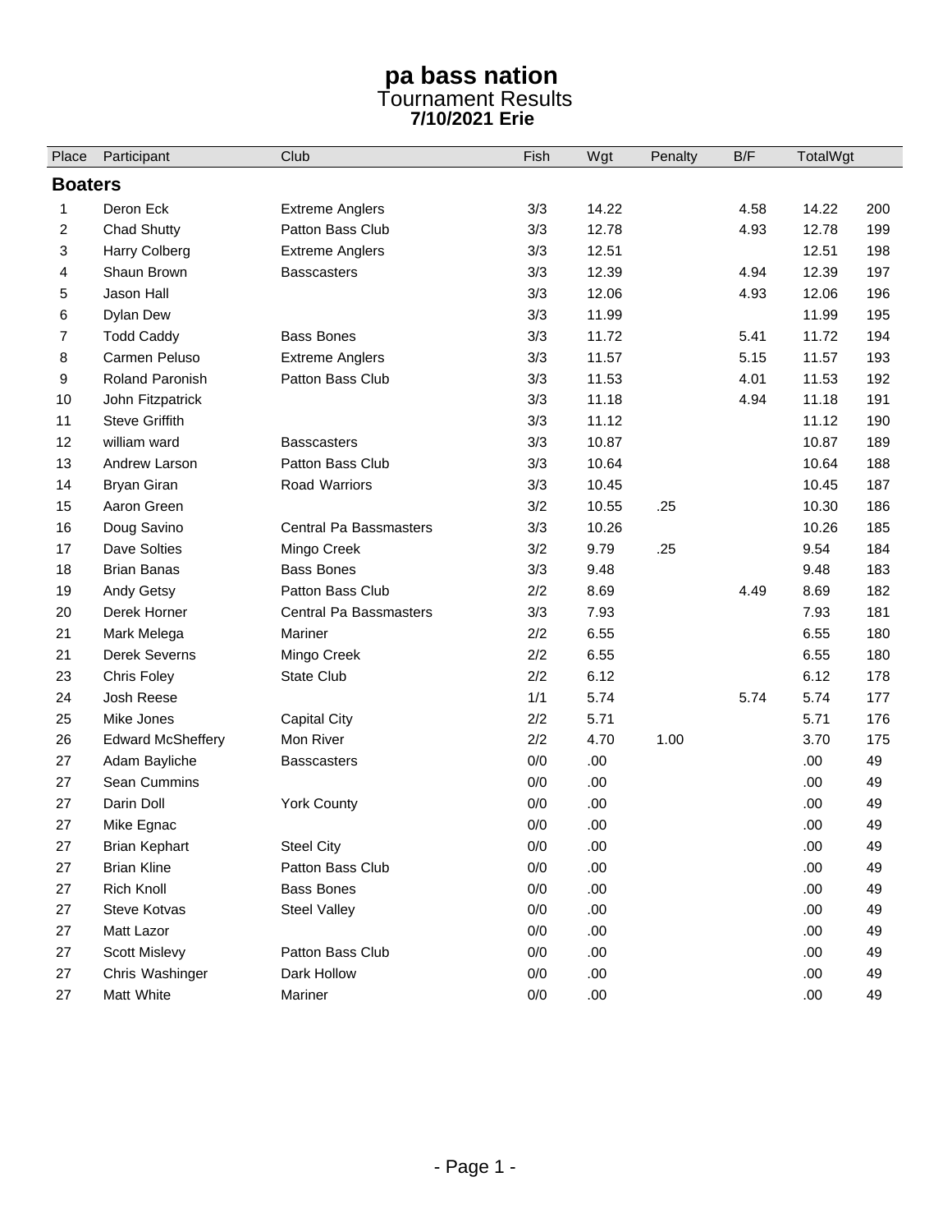# pa bass nation

## Tournament Results

**7/10/2021 Erie**

| Place | Participant | Club | Fish | Wgt | Penalty | B/F | TotalWgt | |
|---|---|---|---|---|---|---|---|---|
| **Boaters** | | | | | | | | |
| 1 | Deron Eck | Extreme Anglers | 3/3 | 14.22 | | 4.58 | 14.22 | 200 |
| 2 | Chad Shutty | Patton Bass Club | 3/3 | 12.78 | | 4.93 | 12.78 | 199 |
| 3 | Harry Colberg | Extreme Anglers | 3/3 | 12.51 | | | 12.51 | 198 |
| 4 | Shaun Brown | Basscasters | 3/3 | 12.39 | | 4.94 | 12.39 | 197 |
| 5 | Jason Hall | | 3/3 | 12.06 | | 4.93 | 12.06 | 196 |
| 6 | Dylan Dew | | 3/3 | 11.99 | | | 11.99 | 195 |
| 7 | Todd Caddy | Bass Bones | 3/3 | 11.72 | | 5.41 | 11.72 | 194 |
| 8 | Carmen Peluso | Extreme Anglers | 3/3 | 11.57 | | 5.15 | 11.57 | 193 |
| 9 | Roland Paronish | Patton Bass Club | 3/3 | 11.53 | | 4.01 | 11.53 | 192 |
| 10 | John Fitzpatrick | | 3/3 | 11.18 | | 4.94 | 11.18 | 191 |
| 11 | Steve Griffith | | 3/3 | 11.12 | | | 11.12 | 190 |
| 12 | william ward | Basscasters | 3/3 | 10.87 | | | 10.87 | 189 |
| 13 | Andrew Larson | Patton Bass Club | 3/3 | 10.64 | | | 10.64 | 188 |
| 14 | Bryan Giran | Road Warriors | 3/3 | 10.45 | | | 10.45 | 187 |
| 15 | Aaron Green | | 3/2 | 10.55 | .25 | | 10.30 | 186 |
| 16 | Doug Savino | Central Pa Bassmasters | 3/3 | 10.26 | | | 10.26 | 185 |
| 17 | Dave Solties | Mingo Creek | 3/2 | 9.79 | .25 | | 9.54 | 184 |
| 18 | Brian Banas | Bass Bones | 3/3 | 9.48 | | | 9.48 | 183 |
| 19 | Andy Getsy | Patton Bass Club | 2/2 | 8.69 | | 4.49 | 8.69 | 182 |
| 20 | Derek Horner | Central Pa Bassmasters | 3/3 | 7.93 | | | 7.93 | 181 |
| 21 | Mark Melega | Mariner | 2/2 | 6.55 | | | 6.55 | 180 |
| 21 | Derek Severns | Mingo Creek | 2/2 | 6.55 | | | 6.55 | 180 |
| 23 | Chris Foley | State Club | 2/2 | 6.12 | | | 6.12 | 178 |
| 24 | Josh Reese | | 1/1 | 5.74 | | 5.74 | 5.74 | 177 |
| 25 | Mike Jones | Capital City | 2/2 | 5.71 | | | 5.71 | 176 |
| 26 | Edward McSheffery | Mon River | 2/2 | 4.70 | 1.00 | | 3.70 | 175 |
| 27 | Adam Bayliche | Basscasters | 0/0 | .00 | | | .00 | 49 |
| 27 | Sean Cummins | | 0/0 | .00 | | | .00 | 49 |
| 27 | Darin Doll | York County | 0/0 | .00 | | | .00 | 49 |
| 27 | Mike Egnac | | 0/0 | .00 | | | .00 | 49 |
| 27 | Brian Kephart | Steel City | 0/0 | .00 | | | .00 | 49 |
| 27 | Brian Kline | Patton Bass Club | 0/0 | .00 | | | .00 | 49 |
| 27 | Rich Knoll | Bass Bones | 0/0 | .00 | | | .00 | 49 |
| 27 | Steve Kotvas | Steel Valley | 0/0 | .00 | | | .00 | 49 |
| 27 | Matt Lazor | | 0/0 | .00 | | | .00 | 49 |
| 27 | Scott Mislevy | Patton Bass Club | 0/0 | .00 | | | .00 | 49 |
| 27 | Chris Washinger | Dark Hollow | 0/0 | .00 | | | .00 | 49 |
| 27 | Matt White | Mariner | 0/0 | .00 | | | .00 | 49 |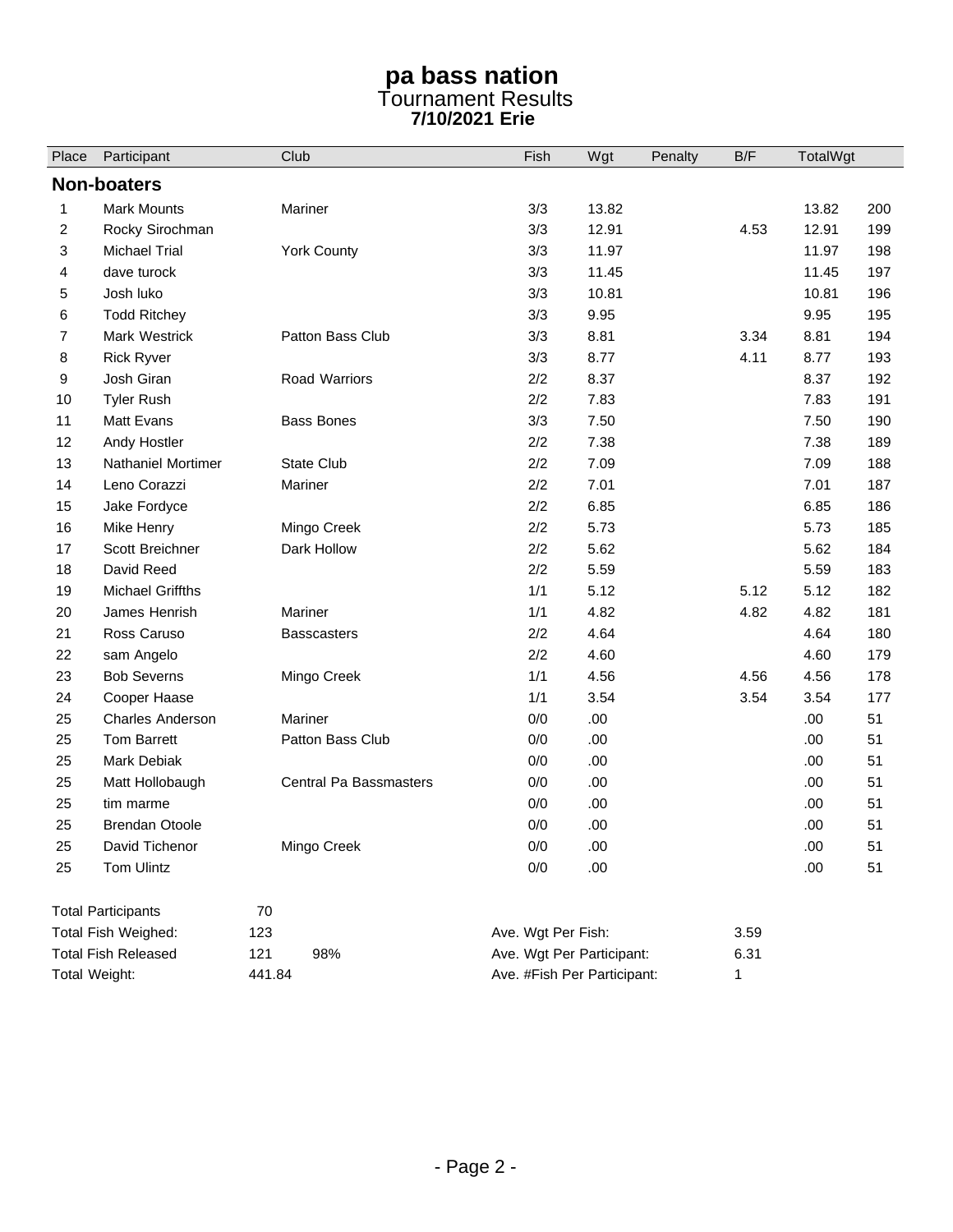# pa bass nation

## Tournament Results

**7/10/2021 Erie**

| Place | Participant | Club | Fish | Wgt | Penalty | B/F | TotalWgt | |
|---|---|---|---|---|---|---|---|---|
| **Non-boaters** | | | | | | | | |
| 1 | Mark Mounts | Mariner | 3/3 | 13.82 | | | 13.82 | 200 |
| 2 | Rocky Sirochman | | 3/3 | 12.91 | | 4.53 | 12.91 | 199 |
| 3 | Michael Trial | York County | 3/3 | 11.97 | | | 11.97 | 198 |
| 4 | dave turock | | 3/3 | 11.45 | | | 11.45 | 197 |
| 5 | Josh luko | | 3/3 | 10.81 | | | 10.81 | 196 |
| 6 | Todd Ritchey | | 3/3 | 9.95 | | | 9.95 | 195 |
| 7 | Mark Westrick | Patton Bass Club | 3/3 | 8.81 | | 3.34 | 8.81 | 194 |
| 8 | Rick Ryver | | 3/3 | 8.77 | | 4.11 | 8.77 | 193 |
| 9 | Josh Giran | Road Warriors | 2/2 | 8.37 | | | 8.37 | 192 |
| 10 | Tyler Rush | | 2/2 | 7.83 | | | 7.83 | 191 |
| 11 | Matt Evans | Bass Bones | 3/3 | 7.50 | | | 7.50 | 190 |
| 12 | Andy Hostler | | 2/2 | 7.38 | | | 7.38 | 189 |
| 13 | Nathaniel Mortimer | State Club | 2/2 | 7.09 | | | 7.09 | 188 |
| 14 | Leno Corazzi | Mariner | 2/2 | 7.01 | | | 7.01 | 187 |
| 15 | Jake Fordyce | | 2/2 | 6.85 | | | 6.85 | 186 |
| 16 | Mike Henry | Mingo Creek | 2/2 | 5.73 | | | 5.73 | 185 |
| 17 | Scott Breichner | Dark Hollow | 2/2 | 5.62 | | | 5.62 | 184 |
| 18 | David Reed | | 2/2 | 5.59 | | | 5.59 | 183 |
| 19 | Michael Griffths | | 1/1 | 5.12 | | 5.12 | 5.12 | 182 |
| 20 | James Henrish | Mariner | 1/1 | 4.82 | | 4.82 | 4.82 | 181 |
| 21 | Ross Caruso | Basscasters | 2/2 | 4.64 | | | 4.64 | 180 |
| 22 | sam Angelo | | 2/2 | 4.60 | | | 4.60 | 179 |
| 23 | Bob Severns | Mingo Creek | 1/1 | 4.56 | | 4.56 | 4.56 | 178 |
| 24 | Cooper Haase | | 1/1 | 3.54 | | 3.54 | 3.54 | 177 |
| 25 | Charles Anderson | Mariner | 0/0 | .00 | | | .00 | 51 |
| 25 | Tom Barrett | Patton Bass Club | 0/0 | .00 | | | .00 | 51 |
| 25 | Mark Debiak | | 0/0 | .00 | | | .00 | 51 |
| 25 | Matt Hollobaugh | Central Pa Bassmasters | 0/0 | .00 | | | .00 | 51 |
| 25 | tim marme | | 0/0 | .00 | | | .00 | 51 |
| 25 | Brendan Otoole | | 0/0 | .00 | | | .00 | 51 |
| 25 | David Tichenor | Mingo Creek | 0/0 | .00 | | | .00 | 51 |
| 25 | Tom Ulintz | | 0/0 | .00 | | | .00 | 51 |

| | | | | |
|---|---|---|---|---|
| Total Participants | 70 | | | |
| Total Fish Weighed: | 123 | | Ave. Wgt Per Fish: | 3.59 |
| Total Fish Released | 121 | 98% | Ave. Wgt Per Participant: | 6.31 |
| Total Weight: | 441.84 | | Ave. #Fish Per Participant: | 1 |